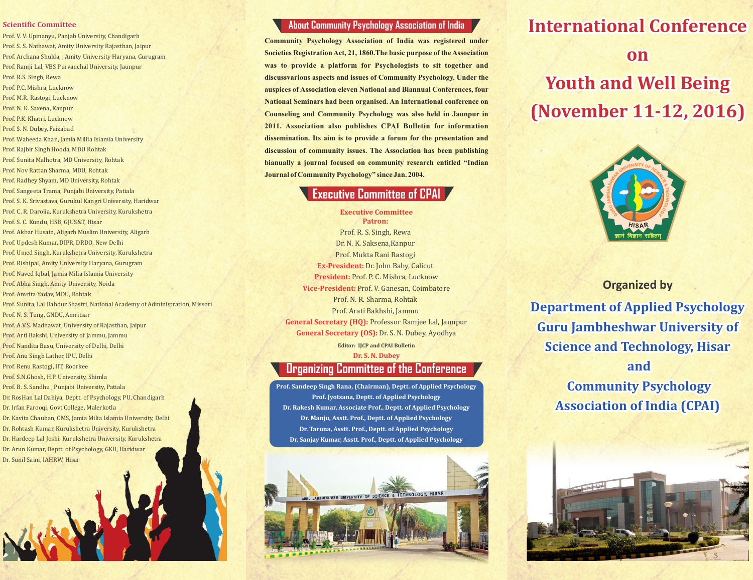# International Conference on Youth and Well Being (November 11-12, 2016)

GURU JAMBHESHWAR UNIVERSITY OF SCIENCE & TECHNOLOGY HISAR

ज्ञानं विज्ञान सहितम्

**Organized by**

## Department of Applied Psychology Guru Jambheshwar University of Science and Technology, Hisar and Community Psychology Association of India (CPAI)

## About Community Psychology Association of India

**Community Psychology Association of India was registered under Societies Registration Act, 21, 1860.The basic purpose of the Association was to provide a platform for Psychologists to sit together and discussvarious aspects and issues of Community Psychology. Under the auspices of Association eleven National and Biannual Conferences, four National Seminars had been organised. An International conference on Counseling and Community Psychology was also held in Jaunpur in 2011. Association also publishes CPAI Bulletin for information dissemination. Its aim is to provide a forum for the presentation and discussion of community issues. The Association has been publishing bianually a journal focused on community research entitled "Indian Journal of Community Psychology" since Jan. 2004.**

## Executive Committee of CPAI

**Executive Committee**

**Patron:**

Prof. R. S. Singh, Rewa

Dr. N. K. Saksena,Kanpur

Prof. Mukta Rani Rastogi

**Ex-President:** Dr. John Baby, Calicut

**President:** Prof. P. C. Mishra, Lucknow

**Vice-President:** Prof. V. Ganesan, Coimbatore

Prof. N. R. Sharma, Rohtak

Prof. Arati Bakhshi, Jammu

**General Secretary (HQ):** Professor Ramjee Lal, Jaunpur

**General Secretary (OS):** Dr. S. N. Dubey, Ayodhya

**Editor: IJCP and CPAI Bulletin**

**Dr. S. N. Dubey**

## Organizing Committee of the Conference

**Prof. Sandeep Singh Rana, (Chairman), Deptt. of Applied Psychology**

**Prof. Jyotsana, Deptt. of Applied Psychology**

**Dr. Rakesh Kumar, Associate Prof., Deptt. of Applied Psychology**

**Dr. Manju, Asstt. Prof., Deptt. of Applied Psychology**

**Dr. Taruna, Asstt. Prof., Deptt. of Applied Psychology**

**Dr. Sanjay Kumar, Asstt. Prof., Deptt. of Applied Psychology**

## Scientific Committee

Prof. V. V. Upmanyu, Panjab University, Chandigarh
Prof. S. S. Nathawat, Amity University Rajasthan, Jaipur
Prof. Archana Shukla, , Amity University Haryana, Gurugram
Prof. Ramji Lal, VBS Purvanchal University, Jaunpur
Prof. R.S. Singh, Rewa
Prof. P.C. Mishra, Lucknow
Prof. M.R. Rastogi, Lucknow
Prof. N. K. Saxena, Kanpur
Prof. P.K. Khatri, Lucknow
Prof. S. N. Dubey, Faizabad
Prof. Waheeda Khan, Jamia Millia Islamia University
Prof. Rajbir Singh Hooda, MDU Rohtak
Prof. Sunita Malhotra, MD University, Rohtak
Prof. Nov Rattan Sharma, MDU, Rohtak
Prof. Radhey Shyam, MD University, Rohtak
Prof. Sangeeta Trama, Punjabi University, Patiala
Prof. S. K. Srivastava, Gurukul Kangri University, Haridwar
Prof. C. R. Darolia, Kurukshetra University, Kurukshetra
Prof. S. C. Kundu, HSB, GJUS&T, Hisar
Prof. Akbar Husain, Aligarh Muslim University, Aligarh
Prof. Updesh Kumar, DIPR, DRDO, New Delhi
Prof. Umed Singh, Kurukshetra University, Kurukshetra
Prof. Rishipal, Amity University Haryana, Gurugram
Prof. Naved Iqbal, Jamia Milia Islamia University
Prof. Abha Singh, Amity University, Noida
Prof. Amrita Yadav, MDU, Rohtak
Prof. Sunita, Lal Bahdur Shastri, National Academy of Administration, Missori
Prof. N. S. Tung, GNDU, Amritsar
Prof. A.V.S. Madnawat, University of Rajasthan, Jaipur
Prof. Arti Bakshi, University of Jammu, Jammu
Prof. Nandita Basu, University of Delhi, Delhi
Prof. Anu Singh Lather, IPU, Delhi
Prof. Renu Rastogi, IIT, Roorkee
Prof. S.N.Ghosh, H.P. University, Shimla
Prof. B. S. Sandhu , Punjabi University, Patiala
Dr. RosHan Lal Dahiya, Deptt. of Psychology, PU, Chandigarh
Dr. Irfan Farooqi, Govt College, Malerkotla
Dr. Kavita Chauhan, CMS, Jamia Milia Islamia University, Delhi
Dr. Rohtash Kumar, Kurukshetra University, Kurukshetra
Dr. Hardeep Lal Joshi. Kurukshetra University, Kurukshetra
Dr. Arun Kumar, Deptt. of Psychology, GKU, Haridwar
Dr. Sunil Saini, IAHRW, Hisar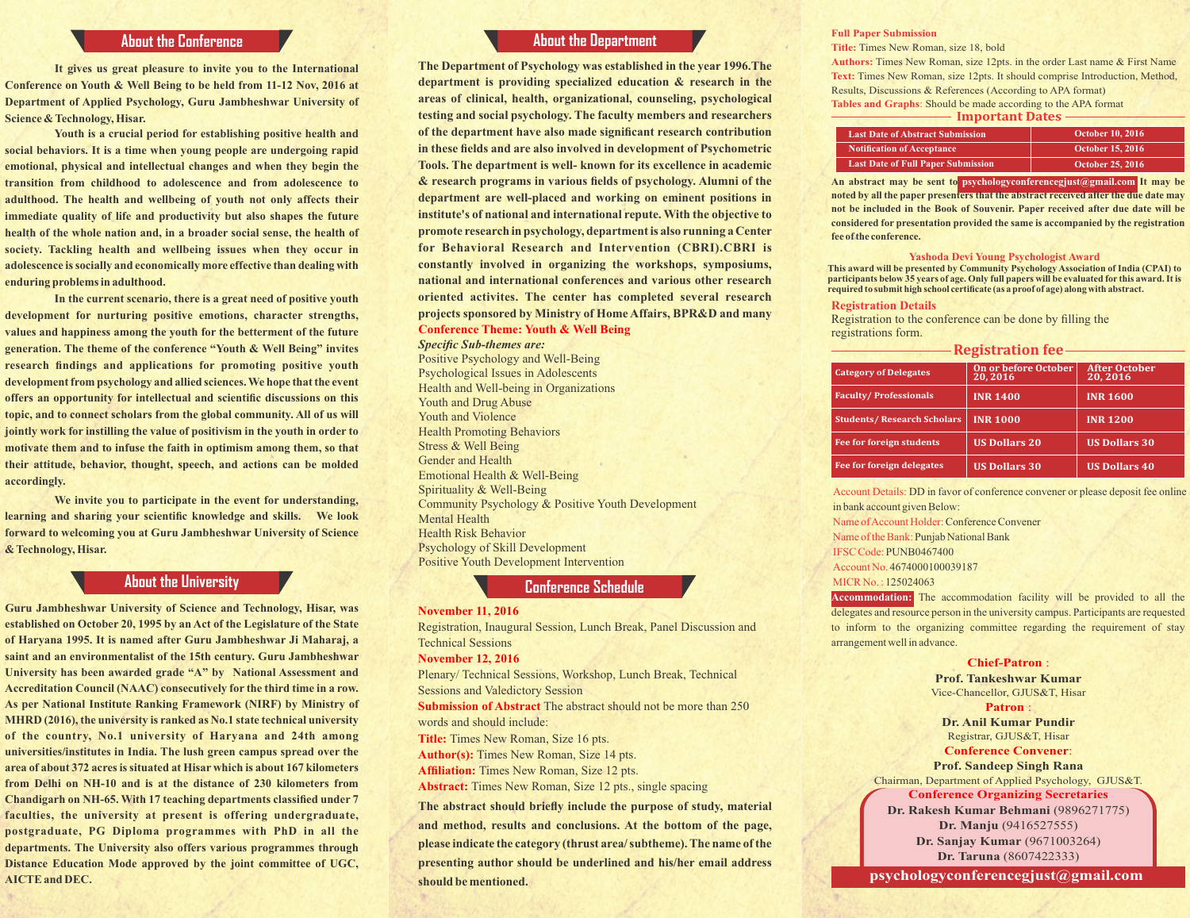## About the Conference

It gives us great pleasure to invite you to the International Conference on Youth & Well Being to be held from 11-12 Nov, 2016 at Department of Applied Psychology, Guru Jambheshwar University of Science & Technology, Hisar.

Youth is a crucial period for establishing positive health and social behaviors. It is a time when young people are undergoing rapid emotional, physical and intellectual changes and when they begin the transition from childhood to adolescence and from adolescence to adulthood. The health and wellbeing of youth not only affects their immediate quality of life and productivity but also shapes the future health of the whole nation and, in a broader social sense, the health of society. Tackling health and wellbeing issues when they occur in adolescence is socially and economically more effective than dealing with enduring problems in adulthood.

In the current scenario, there is a great need of positive youth development for nurturing positive emotions, character strengths, values and happiness among the youth for the betterment of the future generation. The theme of the conference "Youth & Well Being" invites research findings and applications for promoting positive youth development from psychology and allied sciences. We hope that the event offers an opportunity for intellectual and scientific discussions on this topic, and to connect scholars from the global community. All of us will jointly work for instilling the value of positivism in the youth in order to motivate them and to infuse the faith in optimism among them, so that their attitude, behavior, thought, speech, and actions can be molded accordingly.

We invite you to participate in the event for understanding, learning and sharing your scientific knowledge and skills. We look forward to welcoming you at Guru Jambheshwar University of Science & Technology, Hisar.

## About the University

Guru Jambheshwar University of Science and Technology, Hisar, was established on October 20, 1995 by an Act of the Legislature of the State of Haryana 1995. It is named after Guru Jambheshwar Ji Maharaj, a saint and an environmentalist of the 15th century. Guru Jambheshwar University has been awarded grade "A" by National Assessment and Accreditation Council (NAAC) consecutively for the third time in a row. As per National Institute Ranking Framework (NIRF) by Ministry of MHRD (2016), the university is ranked as No.1 state technical university of the country, No.1 university of Haryana and 24th among universities/institutes in India. The lush green campus spread over the area of about 372 acres is situated at Hisar which is about 167 kilometers from Delhi on NH-10 and is at the distance of 230 kilometers from Chandigarh on NH-65. With 17 teaching departments classified under 7 faculties, the university at present is offering undergraduate, postgraduate, PG Diploma programmes with PhD in all the departments. The University also offers various programmes through Distance Education Mode approved by the joint committee of UGC, AICTE and DEC.

## About the Department

The Department of Psychology was established in the year 1996.The department is providing specialized education & research in the areas of clinical, health, organizational, counseling, psychological testing and social psychology. The faculty members and researchers of the department have also made significant research contribution in these fields and are also involved in development of Psychometric Tools. The department is well- known for its excellence in academic & research programs in various fields of psychology. Alumni of the department are well-placed and working on eminent positions in institute's of national and international repute. With the objective to promote research in psychology, department is also running a Center for Behavioral Research and Intervention (CBRI).CBRI is constantly involved in organizing the workshops, symposiums, national and international conferences and various other research oriented activites. The center has completed several research projects sponsored by Ministry of Home Affairs, BPR&D and many

**Conference Theme: Youth & Well Being**

***Specific Sub-themes are:***

Positive Psychology and Well-Being
Psychological Issues in Adolescents
Health and Well-being in Organizations
Youth and Drug Abuse
Youth and Violence
Health Promoting Behaviors
Stress & Well Being
Gender and Health
Emotional Health & Well-Being
Spirituality & Well-Being
Community Psychology & Positive Youth Development
Mental Health
Health Risk Behavior
Psychology of Skill Development
Positive Youth Development Intervention

## Conference Schedule

**November 11, 2016**

Registration, Inaugural Session, Lunch Break, Panel Discussion and Technical Sessions

**November 12, 2016**

Plenary/ Technical Sessions, Workshop, Lunch Break, Technical Sessions and Valedictory Session

**Submission of Abstract** The abstract should not be more than 250 words and should include:

**Title:** Times New Roman, Size 16 pts.
**Author(s):** Times New Roman, Size 14 pts.
**Affiliation:** Times New Roman, Size 12 pts.
**Abstract:** Times New Roman, Size 12 pts., single spacing

**The abstract should briefly include the purpose of study, material and method, results and conclusions. At the bottom of the page, please indicate the category (thrust area/ subtheme). The name of the presenting author should be underlined and his/her email address should be mentioned.**

**Full Paper Submission**

**Title:** Times New Roman, size 18, bold
**Authors:** Times New Roman, size 12pts. in the order Last name & First Name
**Text:** Times New Roman, size 12pts. It should comprise Introduction, Method, Results, Discussions & References (According to APA format)
**Tables and Graphs**: Should be made according to the APA format

### Important Dates

| | |
|---|---|
| Last Date of Abstract Submission | October 10, 2016 |
| Notification of Acceptance | October 15, 2016 |
| Last Date of Full Paper Submission | October 25, 2016 |

**An abstract may be sent to psychologyconferencegjust@gmail.com It may be noted by all the paper presenters that the abstract received after the due date may not be included in the Book of Souvenir. Paper received after due date will be considered for presentation provided the same is accompanied by the registration fee of the conference.**

**Yashoda Devi Young Psychologist Award**

**This award will be presented by Community Psychology Association of India (CPAI) to participants below 35 years of age. Only full papers will be evaluated for this award. It is required to submit high school certificate (as a proof of age) along with abstract.**

**Registration Details**

Registration to the conference can be done by filling the registrations form.

### Registration fee

| Category of Delegates | On or before October 20, 2016 | After October 20, 2016 |
|---|---|---|
| Faculty/ Professionals | INR 1400 | INR 1600 |
| Students/ Research Scholars | INR 1000 | INR 1200 |
| Fee for foreign students | US Dollars 20 | US Dollars 30 |
| Fee for foreign delegates | US Dollars 30 | US Dollars 40 |

Account Details: DD in favor of conference convener or please deposit fee online in bank account given Below:
Name of Account Holder: Conference Convener
Name of the Bank: Punjab National Bank
IFSC Code: PUNB0467400
Account No. 4674000100039187
MICR No. : 125024063

**Accommodation:** The accommodation facility will be provided to all the delegates and resource person in the university campus. Participants are requested to inform to the organizing committee regarding the requirement of stay arrangement well in advance.

**Chief-Patron** :
**Prof. Tankeshwar Kumar**
Vice-Chancellor, GJUS&T, Hisar

**Patron** :
**Dr. Anil Kumar Pundir**
Registrar, GJUS&T, Hisar

**Conference Convener**:
**Prof. Sandeep Singh Rana**
Chairman, Department of Applied Psychology, GJUS&T.

**Conference Organizing Secretaries**
**Dr. Rakesh Kumar Behmani** (9896271775)
**Dr. Manju** (9416527555)
**Dr. Sanjay Kumar** (9671003264)
**Dr. Taruna** (8607422333)

**psychologyconferencegjust@gmail.com**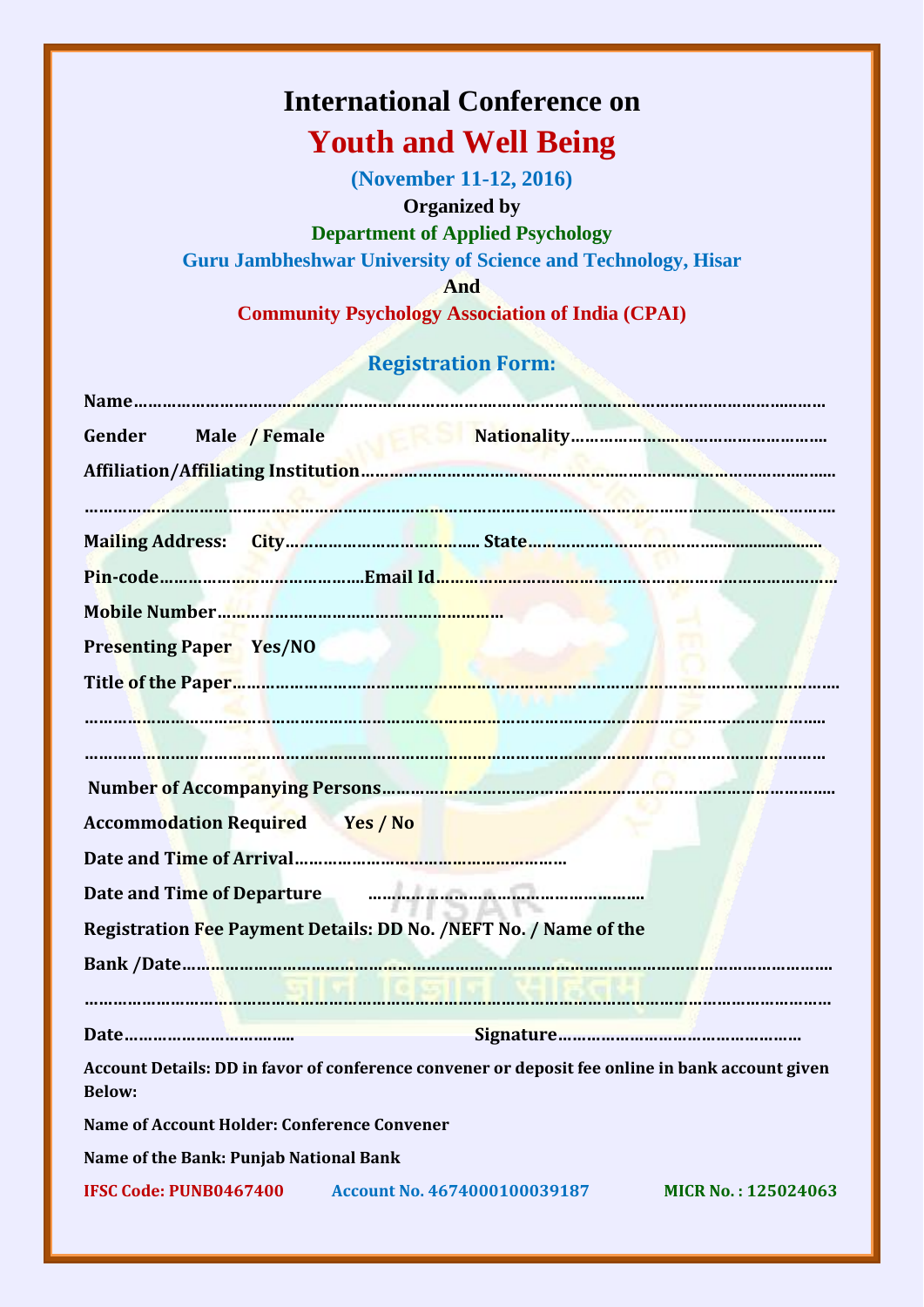# International Conference on

# Youth and Well Being

**(November 11-12, 2016)**

**Organized by**

**Department of Applied Psychology**

**Guru Jambheshwar University of Science and Technology, Hisar**

**And**

**Community Psychology Association of India (CPAI)**

## Registration Form:

**Name**……………………………………………………………………………………………………………………

**Gender Male / Female Nationality**………………………………………………

**Affiliation/Affiliating Institution**…………………………………………………………………………………

……………………………………………………………………………………………………………………………

**Mailing Address: City**………………………………… **State**……………………………………………………

**Pin-code**…………………………………**Email Id**……………………………………………………………………

**Mobile Number**…………………………………………………

**Presenting Paper Yes/NO**

**Title of the Paper**…………………………………………………………………………………………………………

……………………………………………………………………………………………………………………………

……………………………………………………………………………………………………………………………

**Number of Accompanying Persons**……………………………………………………………………………

**Accommodation Required Yes / No**

**Date and Time of Arrival**…………………………………………………

**Date and Time of Departure** …………………………………………………

**Registration Fee Payment Details: DD No. /NEFT No. / Name of the Bank /Date**……………………………………………………………………………………………………………

……………………………………………………………………………………………………………………………

**Date**…………………………… **Signature**…………………………………………

**Account Details: DD in favor of conference convener or deposit fee online in bank account given Below:**

**Name of Account Holder: Conference Convener**

**Name of the Bank: Punjab National Bank**

**IFSC Code: PUNB0467400** **Account No. 4674000100039187** **MICR No. : 125024063**